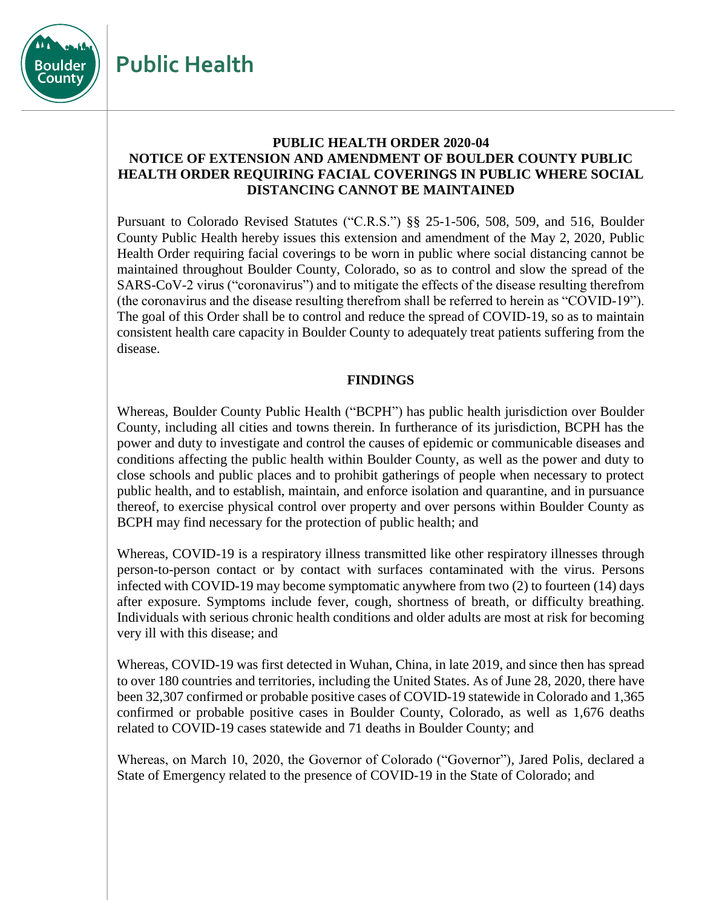# Public Health

**PUBLIC HEALTH ORDER 2020-04**
**NOTICE OF EXTENSION AND AMENDMENT OF BOULDER COUNTY PUBLIC HEALTH ORDER REQUIRING FACIAL COVERINGS IN PUBLIC WHERE SOCIAL DISTANCING CANNOT BE MAINTAINED**

Pursuant to Colorado Revised Statutes ("C.R.S.") §§ 25-1-506, 508, 509, and 516, Boulder County Public Health hereby issues this extension and amendment of the May 2, 2020, Public Health Order requiring facial coverings to be worn in public where social distancing cannot be maintained throughout Boulder County, Colorado, so as to control and slow the spread of the SARS-CoV-2 virus ("coronavirus") and to mitigate the effects of the disease resulting therefrom (the coronavirus and the disease resulting therefrom shall be referred to herein as "COVID-19"). The goal of this Order shall be to control and reduce the spread of COVID-19, so as to maintain consistent health care capacity in Boulder County to adequately treat patients suffering from the disease.

## FINDINGS

Whereas, Boulder County Public Health ("BCPH") has public health jurisdiction over Boulder County, including all cities and towns therein. In furtherance of its jurisdiction, BCPH has the power and duty to investigate and control the causes of epidemic or communicable diseases and conditions affecting the public health within Boulder County, as well as the power and duty to close schools and public places and to prohibit gatherings of people when necessary to protect public health, and to establish, maintain, and enforce isolation and quarantine, and in pursuance thereof, to exercise physical control over property and over persons within Boulder County as BCPH may find necessary for the protection of public health; and

Whereas, COVID-19 is a respiratory illness transmitted like other respiratory illnesses through person-to-person contact or by contact with surfaces contaminated with the virus. Persons infected with COVID-19 may become symptomatic anywhere from two (2) to fourteen (14) days after exposure. Symptoms include fever, cough, shortness of breath, or difficulty breathing. Individuals with serious chronic health conditions and older adults are most at risk for becoming very ill with this disease; and

Whereas, COVID-19 was first detected in Wuhan, China, in late 2019, and since then has spread to over 180 countries and territories, including the United States. As of June 28, 2020, there have been 32,307 confirmed or probable positive cases of COVID-19 statewide in Colorado and 1,365 confirmed or probable positive cases in Boulder County, Colorado, as well as 1,676 deaths related to COVID-19 cases statewide and 71 deaths in Boulder County; and

Whereas, on March 10, 2020, the Governor of Colorado ("Governor"), Jared Polis, declared a State of Emergency related to the presence of COVID-19 in the State of Colorado; and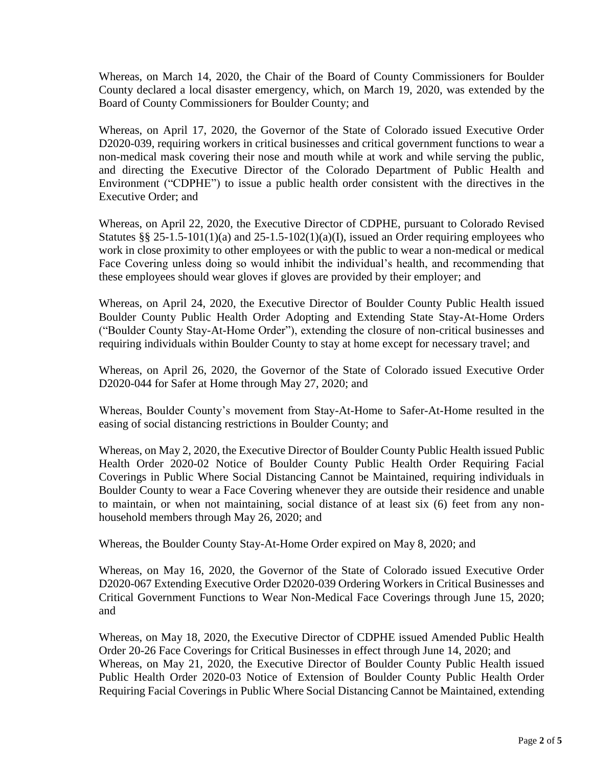Whereas, on March 14, 2020, the Chair of the Board of County Commissioners for Boulder County declared a local disaster emergency, which, on March 19, 2020, was extended by the Board of County Commissioners for Boulder County; and

Whereas, on April 17, 2020, the Governor of the State of Colorado issued Executive Order D2020-039, requiring workers in critical businesses and critical government functions to wear a non-medical mask covering their nose and mouth while at work and while serving the public, and directing the Executive Director of the Colorado Department of Public Health and Environment ("CDPHE") to issue a public health order consistent with the directives in the Executive Order; and

Whereas, on April 22, 2020, the Executive Director of CDPHE, pursuant to Colorado Revised Statutes §§ 25-1.5-101(1)(a) and 25-1.5-102(1)(a)(I), issued an Order requiring employees who work in close proximity to other employees or with the public to wear a non-medical or medical Face Covering unless doing so would inhibit the individual's health, and recommending that these employees should wear gloves if gloves are provided by their employer; and

Whereas, on April 24, 2020, the Executive Director of Boulder County Public Health issued Boulder County Public Health Order Adopting and Extending State Stay-At-Home Orders ("Boulder County Stay-At-Home Order"), extending the closure of non-critical businesses and requiring individuals within Boulder County to stay at home except for necessary travel; and

Whereas, on April 26, 2020, the Governor of the State of Colorado issued Executive Order D2020-044 for Safer at Home through May 27, 2020; and

Whereas, Boulder County's movement from Stay-At-Home to Safer-At-Home resulted in the easing of social distancing restrictions in Boulder County; and

Whereas, on May 2, 2020, the Executive Director of Boulder County Public Health issued Public Health Order 2020-02 Notice of Boulder County Public Health Order Requiring Facial Coverings in Public Where Social Distancing Cannot be Maintained, requiring individuals in Boulder County to wear a Face Covering whenever they are outside their residence and unable to maintain, or when not maintaining, social distance of at least six (6) feet from any non-household members through May 26, 2020; and

Whereas, the Boulder County Stay-At-Home Order expired on May 8, 2020; and

Whereas, on May 16, 2020, the Governor of the State of Colorado issued Executive Order D2020-067 Extending Executive Order D2020-039 Ordering Workers in Critical Businesses and Critical Government Functions to Wear Non-Medical Face Coverings through June 15, 2020; and

Whereas, on May 18, 2020, the Executive Director of CDPHE issued Amended Public Health Order 20-26 Face Coverings for Critical Businesses in effect through June 14, 2020; and

Whereas, on May 21, 2020, the Executive Director of Boulder County Public Health issued Public Health Order 2020-03 Notice of Extension of Boulder County Public Health Order Requiring Facial Coverings in Public Where Social Distancing Cannot be Maintained, extending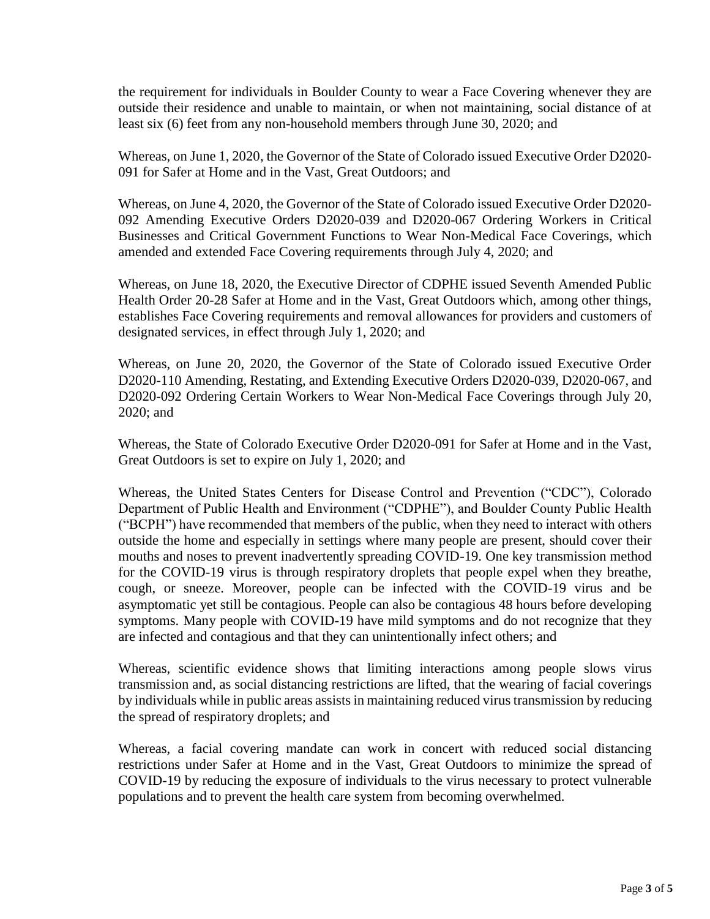the requirement for individuals in Boulder County to wear a Face Covering whenever they are outside their residence and unable to maintain, or when not maintaining, social distance of at least six (6) feet from any non-household members through June 30, 2020; and

Whereas, on June 1, 2020, the Governor of the State of Colorado issued Executive Order D2020-091 for Safer at Home and in the Vast, Great Outdoors; and

Whereas, on June 4, 2020, the Governor of the State of Colorado issued Executive Order D2020-092 Amending Executive Orders D2020-039 and D2020-067 Ordering Workers in Critical Businesses and Critical Government Functions to Wear Non-Medical Face Coverings, which amended and extended Face Covering requirements through July 4, 2020; and

Whereas, on June 18, 2020, the Executive Director of CDPHE issued Seventh Amended Public Health Order 20-28 Safer at Home and in the Vast, Great Outdoors which, among other things, establishes Face Covering requirements and removal allowances for providers and customers of designated services, in effect through July 1, 2020; and

Whereas, on June 20, 2020, the Governor of the State of Colorado issued Executive Order D2020-110 Amending, Restating, and Extending Executive Orders D2020-039, D2020-067, and D2020-092 Ordering Certain Workers to Wear Non-Medical Face Coverings through July 20, 2020; and

Whereas, the State of Colorado Executive Order D2020-091 for Safer at Home and in the Vast, Great Outdoors is set to expire on July 1, 2020; and

Whereas, the United States Centers for Disease Control and Prevention ("CDC"), Colorado Department of Public Health and Environment ("CDPHE"), and Boulder County Public Health ("BCPH") have recommended that members of the public, when they need to interact with others outside the home and especially in settings where many people are present, should cover their mouths and noses to prevent inadvertently spreading COVID-19. One key transmission method for the COVID-19 virus is through respiratory droplets that people expel when they breathe, cough, or sneeze. Moreover, people can be infected with the COVID-19 virus and be asymptomatic yet still be contagious. People can also be contagious 48 hours before developing symptoms. Many people with COVID-19 have mild symptoms and do not recognize that they are infected and contagious and that they can unintentionally infect others; and

Whereas, scientific evidence shows that limiting interactions among people slows virus transmission and, as social distancing restrictions are lifted, that the wearing of facial coverings by individuals while in public areas assists in maintaining reduced virus transmission by reducing the spread of respiratory droplets; and

Whereas, a facial covering mandate can work in concert with reduced social distancing restrictions under Safer at Home and in the Vast, Great Outdoors to minimize the spread of COVID-19 by reducing the exposure of individuals to the virus necessary to protect vulnerable populations and to prevent the health care system from becoming overwhelmed.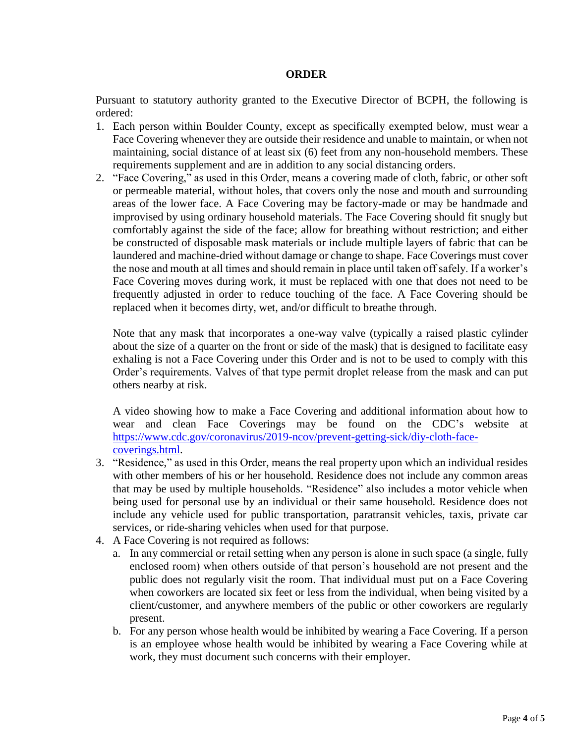**ORDER**

Pursuant to statutory authority granted to the Executive Director of BCPH, the following is ordered:

1. Each person within Boulder County, except as specifically exempted below, must wear a Face Covering whenever they are outside their residence and unable to maintain, or when not maintaining, social distance of at least six (6) feet from any non-household members. These requirements supplement and are in addition to any social distancing orders.
2. "Face Covering," as used in this Order, means a covering made of cloth, fabric, or other soft or permeable material, without holes, that covers only the nose and mouth and surrounding areas of the lower face. A Face Covering may be factory-made or may be handmade and improvised by using ordinary household materials. The Face Covering should fit snugly but comfortably against the side of the face; allow for breathing without restriction; and either be constructed of disposable mask materials or include multiple layers of fabric that can be laundered and machine-dried without damage or change to shape. Face Coverings must cover the nose and mouth at all times and should remain in place until taken off safely. If a worker's Face Covering moves during work, it must be replaced with one that does not need to be frequently adjusted in order to reduce touching of the face. A Face Covering should be replaced when it becomes dirty, wet, and/or difficult to breathe through.

   Note that any mask that incorporates a one-way valve (typically a raised plastic cylinder about the size of a quarter on the front or side of the mask) that is designed to facilitate easy exhaling is not a Face Covering under this Order and is not to be used to comply with this Order's requirements. Valves of that type permit droplet release from the mask and can put others nearby at risk.

   A video showing how to make a Face Covering and additional information about how to wear and clean Face Coverings may be found on the CDC's website at [https://www.cdc.gov/coronavirus/2019-ncov/prevent-getting-sick/diy-cloth-face-coverings.html](https://www.cdc.gov/coronavirus/2019-ncov/prevent-getting-sick/diy-cloth-face-coverings.html).
3. "Residence," as used in this Order, means the real property upon which an individual resides with other members of his or her household. Residence does not include any common areas that may be used by multiple households. "Residence" also includes a motor vehicle when being used for personal use by an individual or their same household. Residence does not include any vehicle used for public transportation, paratransit vehicles, taxis, private car services, or ride-sharing vehicles when used for that purpose.
4. A Face Covering is not required as follows:
   a. In any commercial or retail setting when any person is alone in such space (a single, fully enclosed room) when others outside of that person's household are not present and the public does not regularly visit the room. That individual must put on a Face Covering when coworkers are located six feet or less from the individual, when being visited by a client/customer, and anywhere members of the public or other coworkers are regularly present.
   b. For any person whose health would be inhibited by wearing a Face Covering. If a person is an employee whose health would be inhibited by wearing a Face Covering while at work, they must document such concerns with their employer.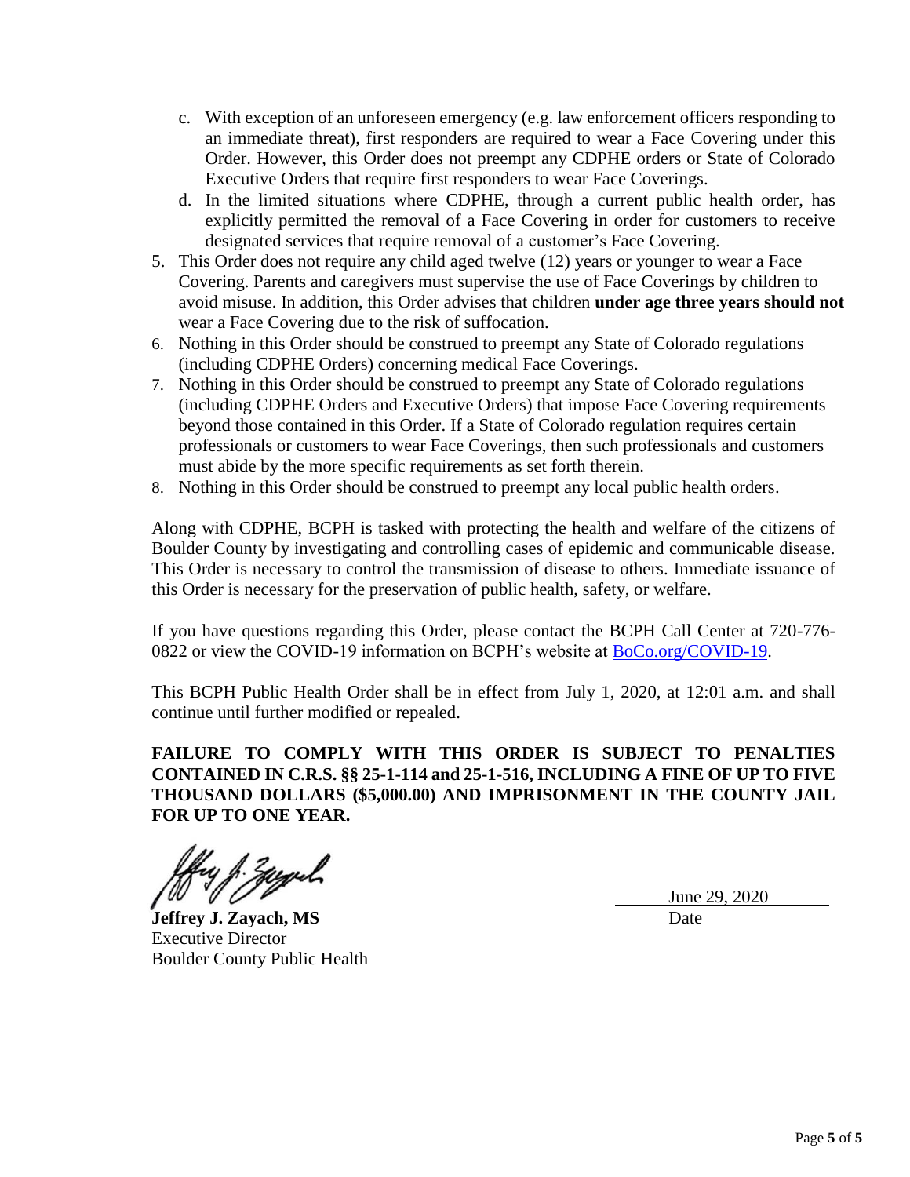c. With exception of an unforeseen emergency (e.g. law enforcement officers responding to an immediate threat), first responders are required to wear a Face Covering under this Order. However, this Order does not preempt any CDPHE orders or State of Colorado Executive Orders that require first responders to wear Face Coverings.

d. In the limited situations where CDPHE, through a current public health order, has explicitly permitted the removal of a Face Covering in order for customers to receive designated services that require removal of a customer's Face Covering.

5. This Order does not require any child aged twelve (12) years or younger to wear a Face Covering. Parents and caregivers must supervise the use of Face Coverings by children to avoid misuse. In addition, this Order advises that children **under age three years should not** wear a Face Covering due to the risk of suffocation.
6. Nothing in this Order should be construed to preempt any State of Colorado regulations (including CDPHE Orders) concerning medical Face Coverings.
7. Nothing in this Order should be construed to preempt any State of Colorado regulations (including CDPHE Orders and Executive Orders) that impose Face Covering requirements beyond those contained in this Order. If a State of Colorado regulation requires certain professionals or customers to wear Face Coverings, then such professionals and customers must abide by the more specific requirements as set forth therein.
8. Nothing in this Order should be construed to preempt any local public health orders.

Along with CDPHE, BCPH is tasked with protecting the health and welfare of the citizens of Boulder County by investigating and controlling cases of epidemic and communicable disease. This Order is necessary to control the transmission of disease to others. Immediate issuance of this Order is necessary for the preservation of public health, safety, or welfare.

If you have questions regarding this Order, please contact the BCPH Call Center at 720-776-0822 or view the COVID-19 information on BCPH's website at [BoCo.org/COVID-19](BoCo.org/COVID-19).

This BCPH Public Health Order shall be in effect from July 1, 2020, at 12:01 a.m. and shall continue until further modified or repealed.

**FAILURE TO COMPLY WITH THIS ORDER IS SUBJECT TO PENALTIES CONTAINED IN C.R.S. §§ 25-1-114 and 25-1-516, INCLUDING A FINE OF UP TO FIVE THOUSAND DOLLARS ($5,000.00) AND IMPRISONMENT IN THE COUNTY JAIL FOR UP TO ONE YEAR.**

**Jeffrey J. Zayach, MS**
Executive Director
Boulder County Public Health

June 29, 2020
Date